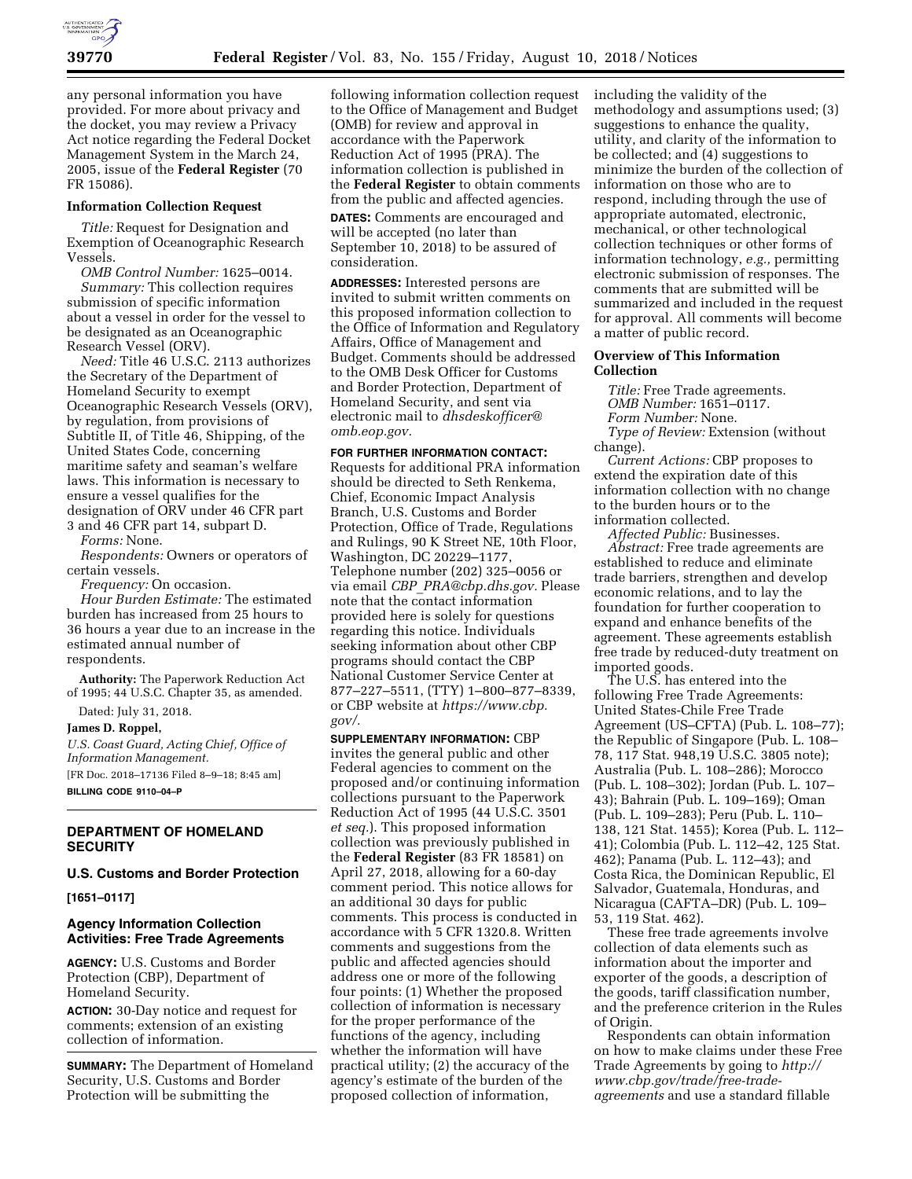any personal information you have provided. For more about privacy and the docket, you may review a Privacy Act notice regarding the Federal Docket Management System in the March 24, 2005, issue of the **Federal Register** (70 FR 15086).

**Information Collection Request**

*Title:* Request for Designation and Exemption of Oceanographic Research Vessels.

*OMB Control Number:* 1625–0014.

*Summary:* This collection requires submission of specific information about a vessel in order for the vessel to be designated as an Oceanographic Research Vessel (ORV).

*Need:* Title 46 U.S.C. 2113 authorizes the Secretary of the Department of Homeland Security to exempt Oceanographic Research Vessels (ORV), by regulation, from provisions of Subtitle II, of Title 46, Shipping, of the United States Code, concerning maritime safety and seaman's welfare laws. This information is necessary to ensure a vessel qualifies for the designation of ORV under 46 CFR part 3 and 46 CFR part 14, subpart D.

*Forms:* None.

*Respondents:* Owners or operators of certain vessels.

*Frequency:* On occasion.

*Hour Burden Estimate:* The estimated burden has increased from 25 hours to 36 hours a year due to an increase in the estimated annual number of respondents.

**Authority:** The Paperwork Reduction Act of 1995; 44 U.S.C. Chapter 35, as amended.

Dated: July 31, 2018.

**James D. Roppel,**

*U.S. Coast Guard, Acting Chief, Office of Information Management.*

[FR Doc. 2018–17136 Filed 8–9–18; 8:45 am]

**BILLING CODE 9110–04–P**

## DEPARTMENT OF HOMELAND SECURITY

### U.S. Customs and Border Protection

**[1651–0117]**

### Agency Information Collection Activities: Free Trade Agreements

**AGENCY:** U.S. Customs and Border Protection (CBP), Department of Homeland Security.

**ACTION:** 30-Day notice and request for comments; extension of an existing collection of information.

**SUMMARY:** The Department of Homeland Security, U.S. Customs and Border Protection will be submitting the following information collection request to the Office of Management and Budget (OMB) for review and approval in accordance with the Paperwork Reduction Act of 1995 (PRA). The information collection is published in the **Federal Register** to obtain comments from the public and affected agencies.

**DATES:** Comments are encouraged and will be accepted (no later than September 10, 2018) to be assured of consideration.

**ADDRESSES:** Interested persons are invited to submit written comments on this proposed information collection to the Office of Information and Regulatory Affairs, Office of Management and Budget. Comments should be addressed to the OMB Desk Officer for Customs and Border Protection, Department of Homeland Security, and sent via electronic mail to *dhsdeskofficer@omb.eop.gov.*

**FOR FURTHER INFORMATION CONTACT:** Requests for additional PRA information should be directed to Seth Renkema, Chief, Economic Impact Analysis Branch, U.S. Customs and Border Protection, Office of Trade, Regulations and Rulings, 90 K Street NE, 10th Floor, Washington, DC 20229–1177, Telephone number (202) 325–0056 or via email *CBP_PRA@cbp.dhs.gov.* Please note that the contact information provided here is solely for questions regarding this notice. Individuals seeking information about other CBP programs should contact the CBP National Customer Service Center at 877–227–5511, (TTY) 1–800–877–8339, or CBP website at *https://www.cbp.gov/.*

**SUPPLEMENTARY INFORMATION:** CBP invites the general public and other Federal agencies to comment on the proposed and/or continuing information collections pursuant to the Paperwork Reduction Act of 1995 (44 U.S.C. 3501 *et seq.*). This proposed information collection was previously published in the **Federal Register** (83 FR 18581) on April 27, 2018, allowing for a 60-day comment period. This notice allows for an additional 30 days for public comments. This process is conducted in accordance with 5 CFR 1320.8. Written comments and suggestions from the public and affected agencies should address one or more of the following four points: (1) Whether the proposed collection of information is necessary for the proper performance of the functions of the agency, including whether the information will have practical utility; (2) the accuracy of the agency's estimate of the burden of the proposed collection of information, including the validity of the methodology and assumptions used; (3) suggestions to enhance the quality, utility, and clarity of the information to be collected; and (4) suggestions to minimize the burden of the collection of information on those who are to respond, including through the use of appropriate automated, electronic, mechanical, or other technological collection techniques or other forms of information technology, *e.g.,* permitting electronic submission of responses. The comments that are submitted will be summarized and included in the request for approval. All comments will become a matter of public record.

**Overview of This Information Collection**

*Title:* Free Trade agreements.

*OMB Number:* 1651–0117.

*Form Number:* None.

*Type of Review:* Extension (without change).

*Current Actions:* CBP proposes to extend the expiration date of this information collection with no change to the burden hours or to the information collected.

*Affected Public:* Businesses.

*Abstract:* Free trade agreements are established to reduce and eliminate trade barriers, strengthen and develop economic relations, and to lay the foundation for further cooperation to expand and enhance benefits of the agreement. These agreements establish free trade by reduced-duty treatment on imported goods.

The U.S. has entered into the following Free Trade Agreements: United States-Chile Free Trade Agreement (US–CFTA) (Pub. L. 108–77); the Republic of Singapore (Pub. L. 108–78, 117 Stat. 948,19 U.S.C. 3805 note); Australia (Pub. L. 108–286); Morocco (Pub. L. 108–302); Jordan (Pub. L. 107–43); Bahrain (Pub. L. 109–169); Oman (Pub. L. 109–283); Peru (Pub. L. 110–138, 121 Stat. 1455); Korea (Pub. L. 112–41); Colombia (Pub. L. 112–42, 125 Stat. 462); Panama (Pub. L. 112–43); and Costa Rica, the Dominican Republic, El Salvador, Guatemala, Honduras, and Nicaragua (CAFTA–DR) (Pub. L. 109–53, 119 Stat. 462).

These free trade agreements involve collection of data elements such as information about the importer and exporter of the goods, a description of the goods, tariff classification number, and the preference criterion in the Rules of Origin.

Respondents can obtain information on how to make claims under these Free Trade Agreements by going to *http://www.cbp.gov/trade/free-trade-agreements* and use a standard fillable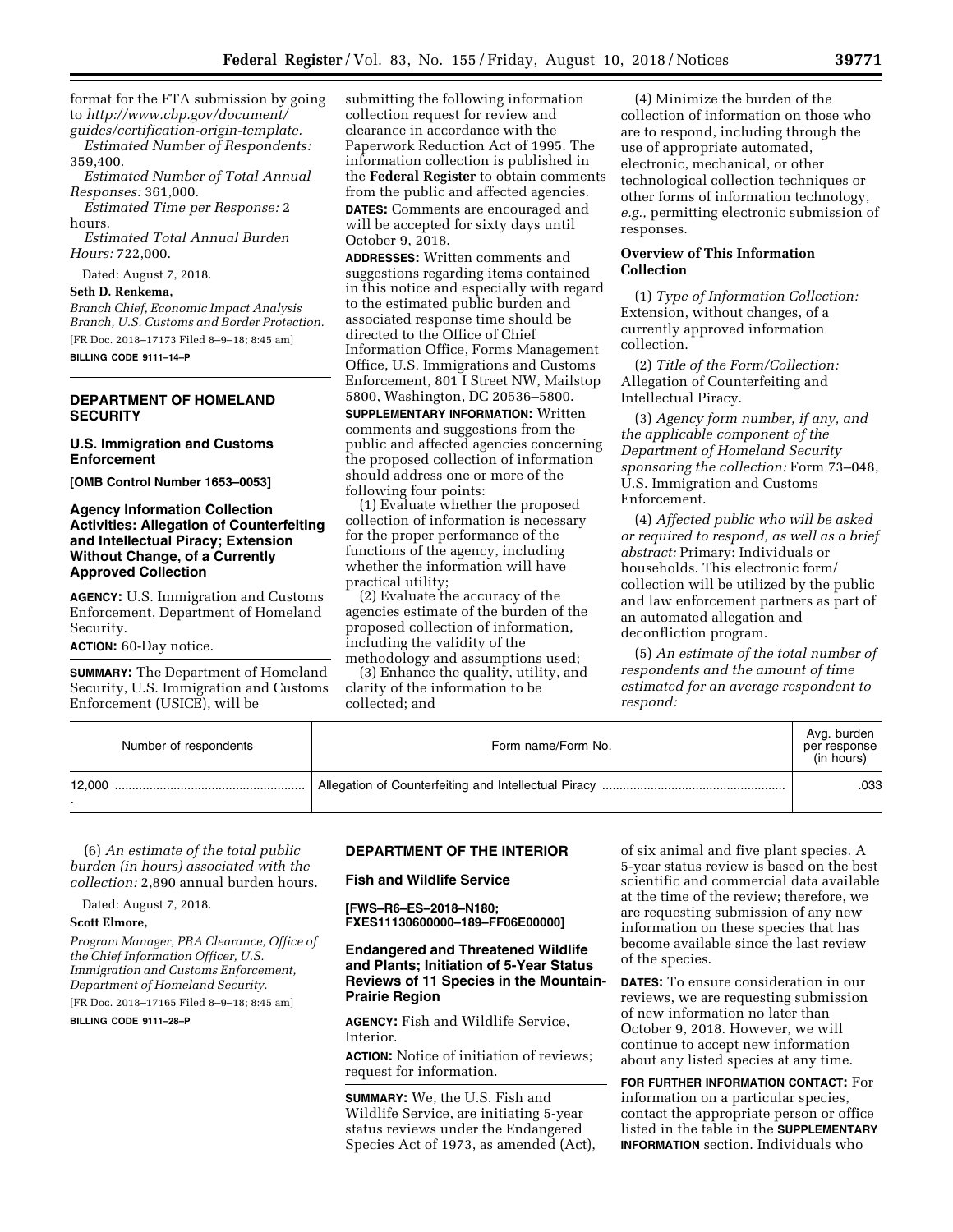format for the FTA submission by going to *http://www.cbp.gov/document/guides/certification-origin-template.*

*Estimated Number of Respondents:* 359,400.

*Estimated Number of Total Annual Responses:* 361,000.

*Estimated Time per Response:* 2 hours.

*Estimated Total Annual Burden Hours:* 722,000.

Dated: August 7, 2018.

**Seth D. Renkema,**

*Branch Chief, Economic Impact Analysis Branch, U.S. Customs and Border Protection.*

[FR Doc. 2018–17173 Filed 8–9–18; 8:45 am]

**BILLING CODE 9111–14–P**

## DEPARTMENT OF HOMELAND SECURITY

### U.S. Immigration and Customs Enforcement

**[OMB Control Number 1653–0053]**

### Agency Information Collection Activities: Allegation of Counterfeiting and Intellectual Piracy; Extension Without Change, of a Currently Approved Collection

**AGENCY:** U.S. Immigration and Customs Enforcement, Department of Homeland Security.

**ACTION:** 60-Day notice.

**SUMMARY:** The Department of Homeland Security, U.S. Immigration and Customs Enforcement (USICE), will be submitting the following information collection request for review and clearance in accordance with the Paperwork Reduction Act of 1995. The information collection is published in the **Federal Register** to obtain comments from the public and affected agencies.

**DATES:** Comments are encouraged and will be accepted for sixty days until October 9, 2018.

**ADDRESSES:** Written comments and suggestions regarding items contained in this notice and especially with regard to the estimated public burden and associated response time should be directed to the Office of Chief Information Office, Forms Management Office, U.S. Immigrations and Customs Enforcement, 801 I Street NW, Mailstop 5800, Washington, DC 20536–5800.

**SUPPLEMENTARY INFORMATION:** Written comments and suggestions from the public and affected agencies concerning the proposed collection of information should address one or more of the following four points:

(1) Evaluate whether the proposed collection of information is necessary for the proper performance of the functions of the agency, including whether the information will have practical utility;

(2) Evaluate the accuracy of the agencies estimate of the burden of the proposed collection of information, including the validity of the methodology and assumptions used;

(3) Enhance the quality, utility, and clarity of the information to be collected; and

(4) Minimize the burden of the collection of information on those who are to respond, including through the use of appropriate automated, electronic, mechanical, or other technological collection techniques or other forms of information technology, *e.g.,* permitting electronic submission of responses.

**Overview of This Information Collection**

(1) *Type of Information Collection:* Extension, without changes, of a currently approved information collection.

(2) *Title of the Form/Collection:* Allegation of Counterfeiting and Intellectual Piracy.

(3) *Agency form number, if any, and the applicable component of the Department of Homeland Security sponsoring the collection:* Form 73–048, U.S. Immigration and Customs Enforcement.

(4) *Affected public who will be asked or required to respond, as well as a brief abstract:* Primary: Individuals or households. This electronic form/collection will be utilized by the public and law enforcement partners as part of an automated allegation and deconfliction program.

(5) *An estimate of the total number of respondents and the amount of time estimated for an average respondent to respond:*

| Number of respondents | Form name/Form No. | Avg. burden per response (in hours) |
| --- | --- | --- |
| 12,000 | Allegation of Counterfeiting and Intellectual Piracy | .033 |

(6) *An estimate of the total public burden (in hours) associated with the collection:* 2,890 annual burden hours.

Dated: August 7, 2018.

**Scott Elmore,**

*Program Manager, PRA Clearance, Office of the Chief Information Officer, U.S. Immigration and Customs Enforcement, Department of Homeland Security.*

[FR Doc. 2018–17165 Filed 8–9–18; 8:45 am]

**BILLING CODE 9111–28–P**

## DEPARTMENT OF THE INTERIOR

### Fish and Wildlife Service

**[FWS–R6–ES–2018–N180; FXES11130600000–189–FF06E00000]**

### Endangered and Threatened Wildlife and Plants; Initiation of 5-Year Status Reviews of 11 Species in the Mountain-Prairie Region

**AGENCY:** Fish and Wildlife Service, Interior.

**ACTION:** Notice of initiation of reviews; request for information.

**SUMMARY:** We, the U.S. Fish and Wildlife Service, are initiating 5-year status reviews under the Endangered Species Act of 1973, as amended (Act), of six animal and five plant species. A 5-year status review is based on the best scientific and commercial data available at the time of the review; therefore, we are requesting submission of any new information on these species that has become available since the last review of the species.

**DATES:** To ensure consideration in our reviews, we are requesting submission of new information no later than October 9, 2018. However, we will continue to accept new information about any listed species at any time.

**FOR FURTHER INFORMATION CONTACT:** For information on a particular species, contact the appropriate person or office listed in the table in the **SUPPLEMENTARY INFORMATION** section. Individuals who